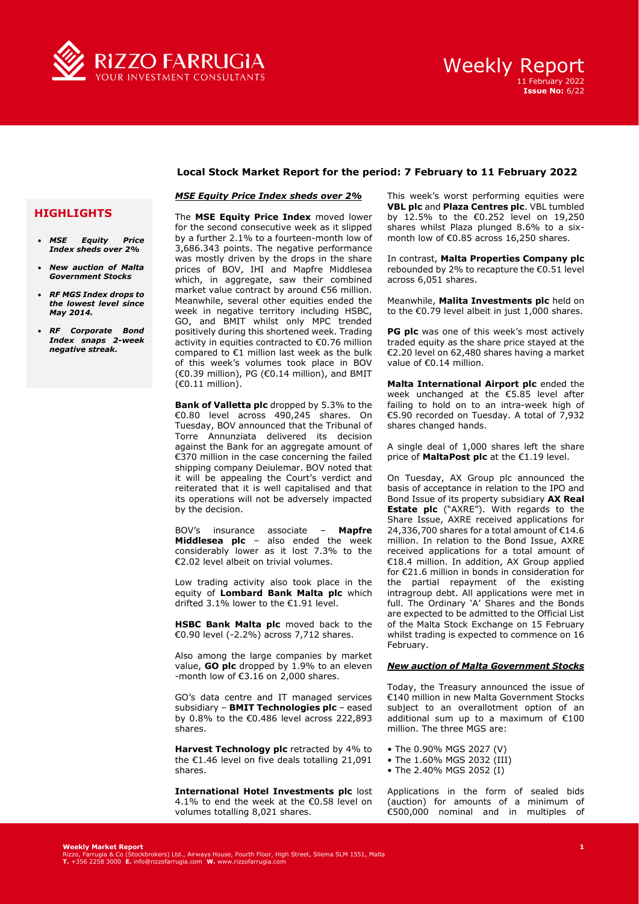# Weekly Report

11 February 2022
**Issue No:** 6/22

## Local Stock Market Report for the period: 7 February to 11 February 2022

### HIGHLIGHTS

- ***MSE Equity Price Index sheds over 2%***
- ***New auction of Malta Government Stocks***
- ***RF MGS Index drops to the lowest level since May 2014.***
- ***RF Corporate Bond Index snaps 2-week negative streak.***

### *MSE Equity Price Index sheds over 2%*

The **MSE Equity Price Index** moved lower for the second consecutive week as it slipped by a further 2.1% to a fourteen-month low of 3,686.343 points. The negative performance was mostly driven by the drops in the share prices of BOV, IHI and Mapfre Middlesea which, in aggregate, saw their combined market value contract by around €56 million. Meanwhile, several other equities ended the week in negative territory including HSBC, GO, and BMIT whilst only MPC trended positively during this shortened week. Trading activity in equities contracted to €0.76 million compared to €1 million last week as the bulk of this week's volumes took place in BOV (€0.39 million), PG (€0.14 million), and BMIT (€0.11 million).

**Bank of Valletta plc** dropped by 5.3% to the €0.80 level across 490,245 shares. On Tuesday, BOV announced that the Tribunal of Torre Annunziata delivered its decision against the Bank for an aggregate amount of €370 million in the case concerning the failed shipping company Deiulemar. BOV noted that it will be appealing the Court's verdict and reiterated that it is well capitalised and that its operations will not be adversely impacted by the decision.

BOV's insurance associate – **Mapfre Middlesea plc** – also ended the week considerably lower as it lost 7.3% to the €2.02 level albeit on trivial volumes.

Low trading activity also took place in the equity of **Lombard Bank Malta plc** which drifted 3.1% lower to the €1.91 level.

**HSBC Bank Malta plc** moved back to the €0.90 level (-2.2%) across 7,712 shares.

Also among the large companies by market value, **GO plc** dropped by 1.9% to an eleven -month low of €3.16 on 2,000 shares.

GO's data centre and IT managed services subsidiary – **BMIT Technologies plc** – eased by 0.8% to the €0.486 level across 222,893 shares.

**Harvest Technology plc** retracted by 4% to the €1.46 level on five deals totalling 21,091 shares.

**International Hotel Investments plc** lost 4.1% to end the week at the €0.58 level on volumes totalling 8,021 shares.

This week's worst performing equities were **VBL plc** and **Plaza Centres plc**. VBL tumbled by 12.5% to the €0.252 level on 19,250 shares whilst Plaza plunged 8.6% to a six-month low of €0.85 across 16,250 shares.

In contrast, **Malta Properties Company plc** rebounded by 2% to recapture the €0.51 level across 6,051 shares.

Meanwhile, **Malita Investments plc** held on to the €0.79 level albeit in just 1,000 shares.

**PG plc** was one of this week's most actively traded equity as the share price stayed at the €2.20 level on 62,480 shares having a market value of €0.14 million.

**Malta International Airport plc** ended the week unchanged at the €5.85 level after failing to hold on to an intra-week high of €5.90 recorded on Tuesday. A total of 7,932 shares changed hands.

A single deal of 1,000 shares left the share price of **MaltaPost plc** at the €1.19 level.

On Tuesday, AX Group plc announced the basis of acceptance in relation to the IPO and Bond Issue of its property subsidiary **AX Real Estate plc** ("AXRE"). With regards to the Share Issue, AXRE received applications for 24,336,700 shares for a total amount of €14.6 million. In relation to the Bond Issue, AXRE received applications for a total amount of €18.4 million. In addition, AX Group applied for €21.6 million in bonds in consideration for the partial repayment of the existing intragroup debt. All applications were met in full. The Ordinary 'A' Shares and the Bonds are expected to be admitted to the Official List of the Malta Stock Exchange on 15 February whilst trading is expected to commence on 16 February.

### *New auction of Malta Government Stocks*

Today, the Treasury announced the issue of €140 million in new Malta Government Stocks subject to an overallotment option of an additional sum up to a maximum of €100 million. The three MGS are:

- The 0.90% MGS 2027 (V)
- The 1.60% MGS 2032 (III)
- The 2.40% MGS 2052 (I)

Applications in the form of sealed bids (auction) for amounts of a minimum of €500,000 nominal and in multiples of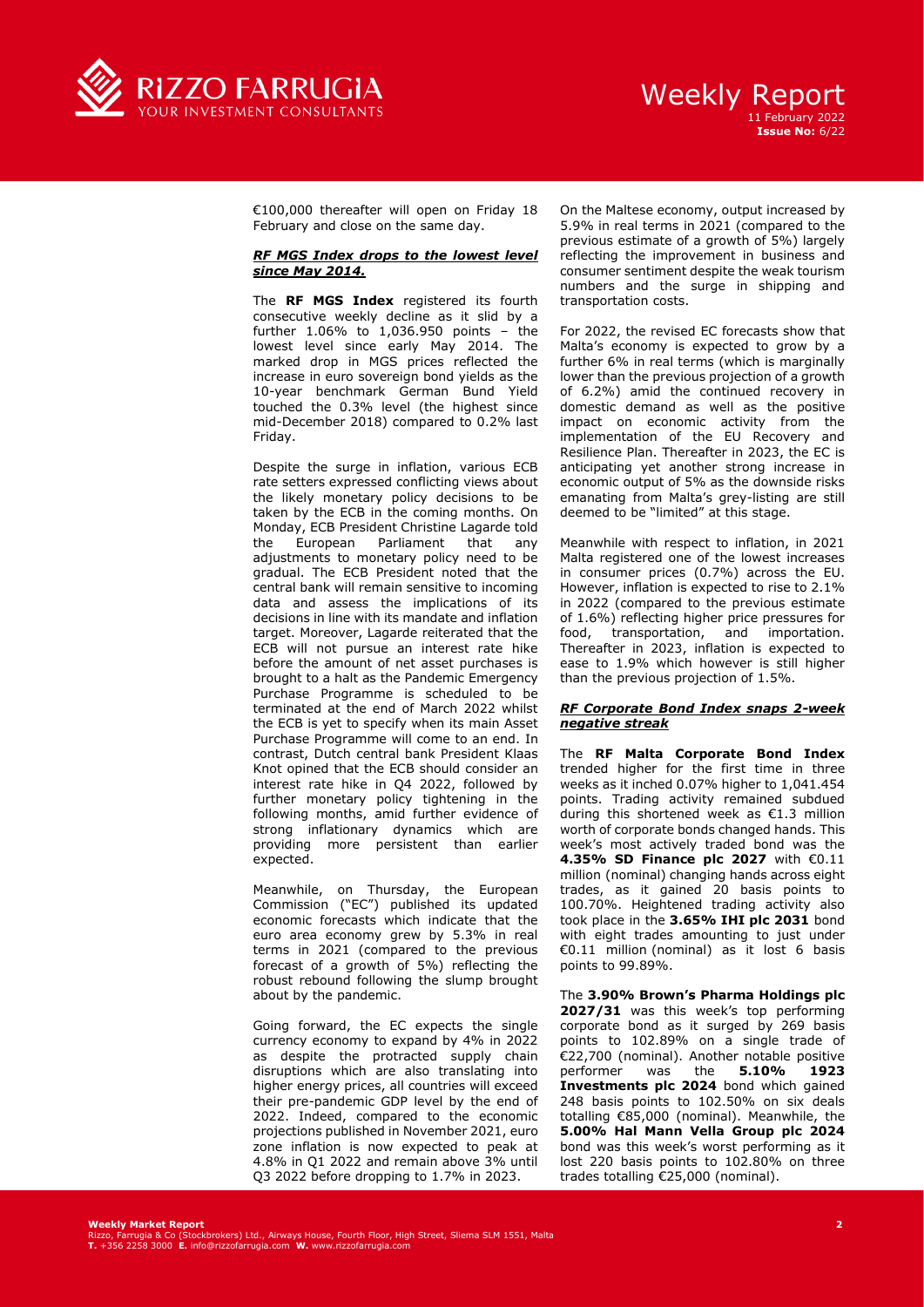€100,000 thereafter will open on Friday 18 February and close on the same day.

### ***RF MGS Index drops to the lowest level since May 2014.***

The **RF MGS Index** registered its fourth consecutive weekly decline as it slid by a further 1.06% to 1,036.950 points – the lowest level since early May 2014. The marked drop in MGS prices reflected the increase in euro sovereign bond yields as the 10-year benchmark German Bund Yield touched the 0.3% level (the highest since mid-December 2018) compared to 0.2% last Friday.

Despite the surge in inflation, various ECB rate setters expressed conflicting views about the likely monetary policy decisions to be taken by the ECB in the coming months. On Monday, ECB President Christine Lagarde told the European Parliament that any adjustments to monetary policy need to be gradual. The ECB President noted that the central bank will remain sensitive to incoming data and assess the implications of its decisions in line with its mandate and inflation target. Moreover, Lagarde reiterated that the ECB will not pursue an interest rate hike before the amount of net asset purchases is brought to a halt as the Pandemic Emergency Purchase Programme is scheduled to be terminated at the end of March 2022 whilst the ECB is yet to specify when its main Asset Purchase Programme will come to an end. In contrast, Dutch central bank President Klaas Knot opined that the ECB should consider an interest rate hike in Q4 2022, followed by further monetary policy tightening in the following months, amid further evidence of strong inflationary dynamics which are providing more persistent than earlier expected.

Meanwhile, on Thursday, the European Commission ("EC") published its updated economic forecasts which indicate that the euro area economy grew by 5.3% in real terms in 2021 (compared to the previous forecast of a growth of 5%) reflecting the robust rebound following the slump brought about by the pandemic.

Going forward, the EC expects the single currency economy to expand by 4% in 2022 as despite the protracted supply chain disruptions which are also translating into higher energy prices, all countries will exceed their pre-pandemic GDP level by the end of 2022. Indeed, compared to the economic projections published in November 2021, euro zone inflation is now expected to peak at 4.8% in Q1 2022 and remain above 3% until Q3 2022 before dropping to 1.7% in 2023.

On the Maltese economy, output increased by 5.9% in real terms in 2021 (compared to the previous estimate of a growth of 5%) largely reflecting the improvement in business and consumer sentiment despite the weak tourism numbers and the surge in shipping and transportation costs.

For 2022, the revised EC forecasts show that Malta's economy is expected to grow by a further 6% in real terms (which is marginally lower than the previous projection of a growth of 6.2%) amid the continued recovery in domestic demand as well as the positive impact on economic activity from the implementation of the EU Recovery and Resilience Plan. Thereafter in 2023, the EC is anticipating yet another strong increase in economic output of 5% as the downside risks emanating from Malta's grey-listing are still deemed to be "limited" at this stage.

Meanwhile with respect to inflation, in 2021 Malta registered one of the lowest increases in consumer prices (0.7%) across the EU. However, inflation is expected to rise to 2.1% in 2022 (compared to the previous estimate of 1.6%) reflecting higher price pressures for food, transportation, and importation. Thereafter in 2023, inflation is expected to ease to 1.9% which however is still higher than the previous projection of 1.5%.

### ***RF Corporate Bond Index snaps 2-week negative streak***

The **RF Malta Corporate Bond Index** trended higher for the first time in three weeks as it inched 0.07% higher to 1,041.454 points. Trading activity remained subdued during this shortened week as €1.3 million worth of corporate bonds changed hands. This week's most actively traded bond was the **4.35% SD Finance plc 2027** with €0.11 million (nominal) changing hands across eight trades, as it gained 20 basis points to 100.70%. Heightened trading activity also took place in the **3.65% IHI plc 2031** bond with eight trades amounting to just under €0.11 million (nominal) as it lost 6 basis points to 99.89%.

The **3.90% Brown's Pharma Holdings plc 2027/31** was this week's top performing corporate bond as it surged by 269 basis points to 102.89% on a single trade of €22,700 (nominal). Another notable positive performer was the **5.10% 1923 Investments plc 2024** bond which gained 248 basis points to 102.50% on six deals totalling €85,000 (nominal). Meanwhile, the **5.00% Hal Mann Vella Group plc 2024** bond was this week's worst performing as it lost 220 basis points to 102.80% on three trades totalling €25,000 (nominal).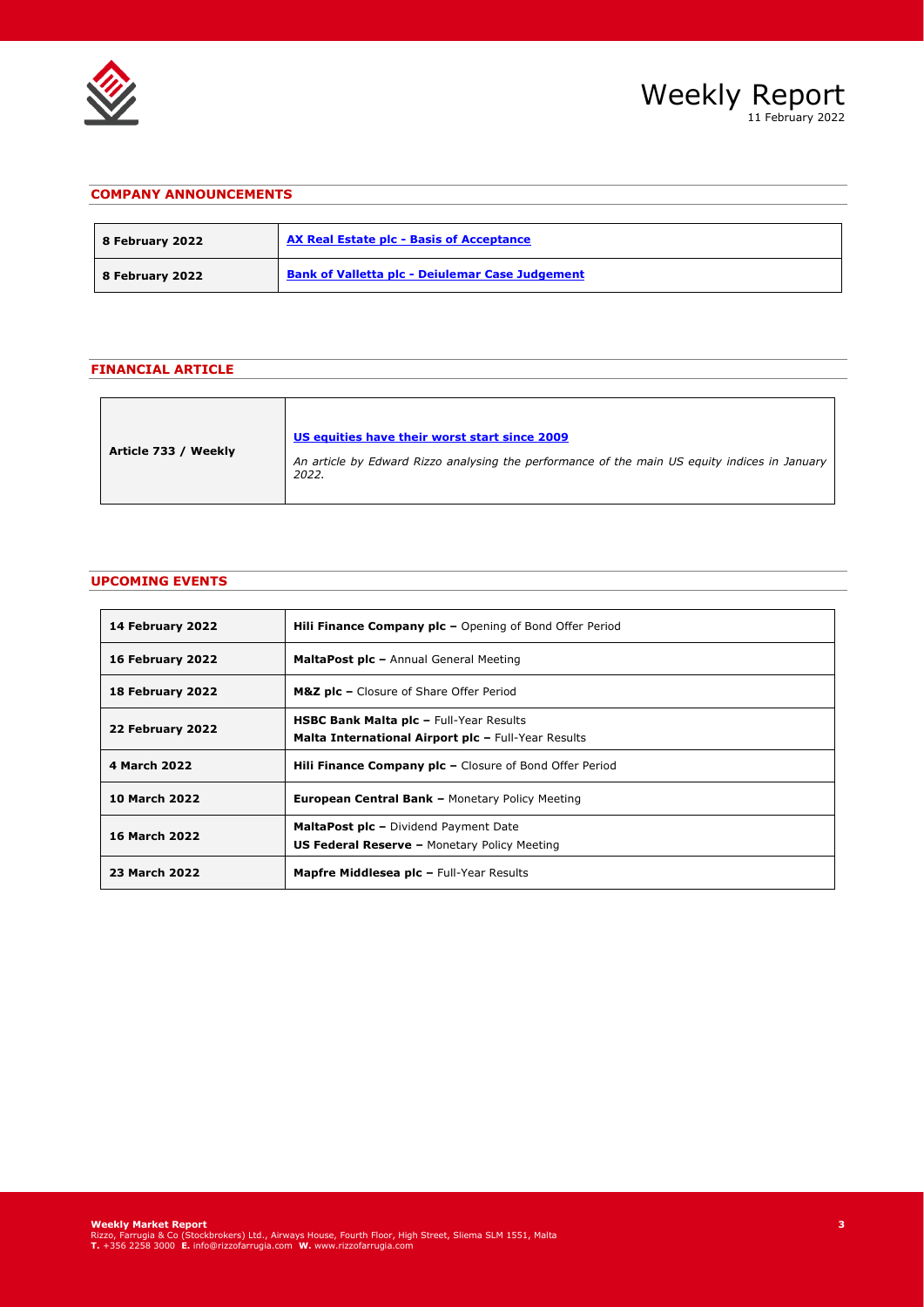## COMPANY ANNOUNCEMENTS

| | |
|---|---|
| **8 February 2022** | **AX Real Estate plc - Basis of Acceptance** |
| **8 February 2022** | **Bank of Valletta plc - Deiulemar Case Judgement** |

## FINANCIAL ARTICLE

| | |
|---|---|
| **Article 733 / Weekly** | **US equities have their worst start since 2009**<br>*An article by Edward Rizzo analysing the performance of the main US equity indices in January 2022.* |

## UPCOMING EVENTS

| | |
|---|---|
| **14 February 2022** | **Hili Finance Company plc –** Opening of Bond Offer Period |
| **16 February 2022** | **MaltaPost plc –** Annual General Meeting |
| **18 February 2022** | **M&Z plc –** Closure of Share Offer Period |
| **22 February 2022** | **HSBC Bank Malta plc –** Full-Year Results<br>**Malta International Airport plc –** Full-Year Results |
| **4 March 2022** | **Hili Finance Company plc –** Closure of Bond Offer Period |
| **10 March 2022** | **European Central Bank –** Monetary Policy Meeting |
| **16 March 2022** | **MaltaPost plc –** Dividend Payment Date<br>**US Federal Reserve –** Monetary Policy Meeting |
| **23 March 2022** | **Mapfre Middlesea plc –** Full-Year Results |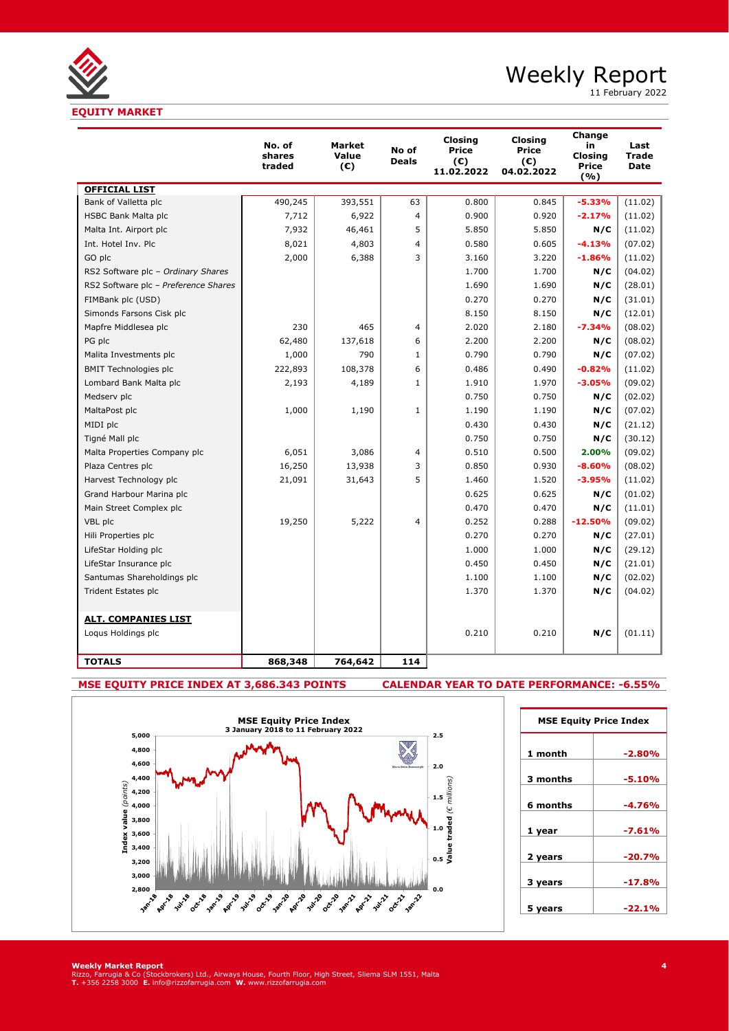# Weekly Report

11 February 2022

## EQUITY MARKET

| | No. of shares traded | Market Value (€) | No of Deals | Closing Price (€) 11.02.2022 | Closing Price (€) 04.02.2022 | Change in Closing Price (%) | Last Trade Date |
|---|---|---|---|---|---|---|---|
| **OFFICIAL LIST** | | | | | | | |
| Bank of Valletta plc | 490,245 | 393,551 | 63 | 0.800 | 0.845 | **-5.33%** | (11.02) |
| HSBC Bank Malta plc | 7,712 | 6,922 | 4 | 0.900 | 0.920 | **-2.17%** | (11.02) |
| Malta Int. Airport plc | 7,932 | 46,461 | 5 | 5.850 | 5.850 | **N/C** | (11.02) |
| Int. Hotel Inv. Plc | 8,021 | 4,803 | 4 | 0.580 | 0.605 | **-4.13%** | (07.02) |
| GO plc | 2,000 | 6,388 | 3 | 3.160 | 3.220 | **-1.86%** | (11.02) |
| RS2 Software plc – *Ordinary Shares* | | | | 1.700 | 1.700 | **N/C** | (04.02) |
| RS2 Software plc – *Preference Shares* | | | | 1.690 | 1.690 | **N/C** | (28.01) |
| FIMBank plc (USD) | | | | 0.270 | 0.270 | **N/C** | (31.01) |
| Simonds Farsons Cisk plc | | | | 8.150 | 8.150 | **N/C** | (12.01) |
| Mapfre Middlesea plc | 230 | 465 | 4 | 2.020 | 2.180 | **-7.34%** | (08.02) |
| PG plc | 62,480 | 137,618 | 6 | 2.200 | 2.200 | **N/C** | (08.02) |
| Malita Investments plc | 1,000 | 790 | 1 | 0.790 | 0.790 | **N/C** | (07.02) |
| BMIT Technologies plc | 222,893 | 108,378 | 6 | 0.486 | 0.490 | **-0.82%** | (11.02) |
| Lombard Bank Malta plc | 2,193 | 4,189 | 1 | 1.910 | 1.970 | **-3.05%** | (09.02) |
| Medserv plc | | | | 0.750 | 0.750 | **N/C** | (02.02) |
| MaltaPost plc | 1,000 | 1,190 | 1 | 1.190 | 1.190 | **N/C** | (07.02) |
| MIDI plc | | | | 0.430 | 0.430 | **N/C** | (21.12) |
| Tigné Mall plc | | | | 0.750 | 0.750 | **N/C** | (30.12) |
| Malta Properties Company plc | 6,051 | 3,086 | 4 | 0.510 | 0.500 | **2.00%** | (09.02) |
| Plaza Centres plc | 16,250 | 13,938 | 3 | 0.850 | 0.930 | **-8.60%** | (08.02) |
| Harvest Technology plc | 21,091 | 31,643 | 5 | 1.460 | 1.520 | **-3.95%** | (11.02) |
| Grand Harbour Marina plc | | | | 0.625 | 0.625 | **N/C** | (01.02) |
| Main Street Complex plc | | | | 0.470 | 0.470 | **N/C** | (11.01) |
| VBL plc | 19,250 | 5,222 | 4 | 0.252 | 0.288 | **-12.50%** | (09.02) |
| Hili Properties plc | | | | 0.270 | 0.270 | **N/C** | (27.01) |
| LifeStar Holding plc | | | | 1.000 | 1.000 | **N/C** | (29.12) |
| LifeStar Insurance plc | | | | 0.450 | 0.450 | **N/C** | (21.01) |
| Santumas Shareholdings plc | | | | 1.100 | 1.100 | **N/C** | (02.02) |
| Trident Estates plc | | | | 1.370 | 1.370 | **N/C** | (04.02) |
| **ALT. COMPANIES LIST** | | | | | | | |
| Loqus Holdings plc | | | | 0.210 | 0.210 | **N/C** | (01.11) |
| **TOTALS** | **868,348** | **764,642** | **114** | | | | |

**MSE EQUITY PRICE INDEX AT 3,686.343 POINTS** **CALENDAR YEAR TO DATE PERFORMANCE: -6.55%**

| MSE Equity Price Index | |
|---|---|
| 1 month | -2.80% |
| 3 months | -5.10% |
| 6 months | -4.76% |
| 1 year | -7.61% |
| 2 years | -20.7% |
| 3 years | -17.8% |
| 5 years | -22.1% |

**Weekly Market Report**
Rizzo, Farrugia & Co (Stockbrokers) Ltd., Airways House, Fourth Floor, High Street, Sliema SLM 1551, Malta
**T.** +356 2258 3000 **E.** info@rizzofarrugia.com **W.** www.rizzofarrugia.com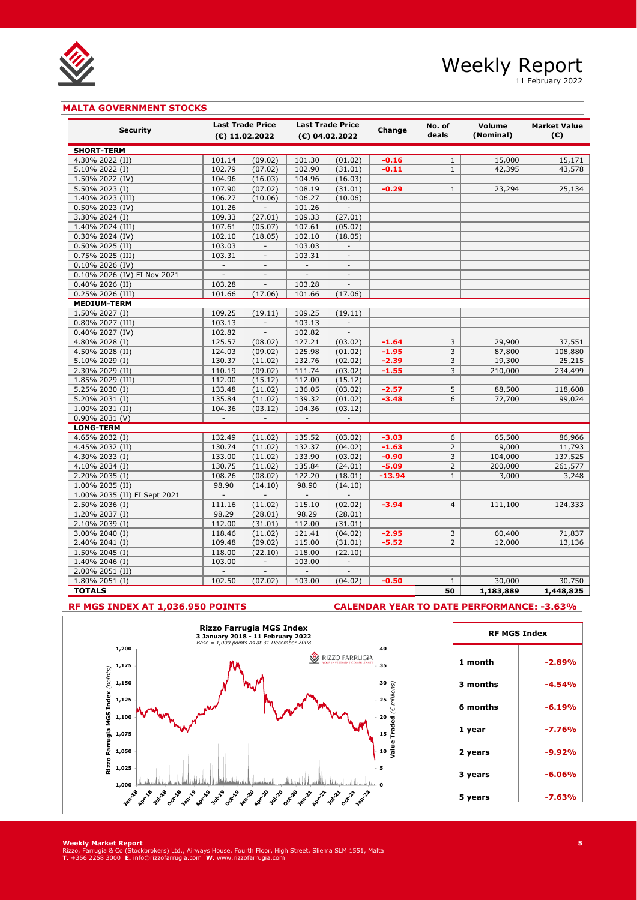# Weekly Report

11 February 2022

## MALTA GOVERNMENT STOCKS

| Security | Last Trade Price (€) 11.02.2022 | | Last Trade Price (€) 04.02.2022 | | Change | No. of deals | Volume (Nominal) | Market Value (€) |
|---|---|---|---|---|---|---|---|---|
| **SHORT-TERM** | | | | | | | | |
| 4.30% 2022 (II) | 101.14 | (09.02) | 101.30 | (01.02) | **-0.16** | 1 | 15,000 | 15,171 |
| 5.10% 2022 (I) | 102.79 | (07.02) | 102.90 | (31.01) | **-0.11** | 1 | 42,395 | 43,578 |
| 1.50% 2022 (IV) | 104.96 | (16.03) | 104.96 | (16.03) | | | | |
| 5.50% 2023 (I) | 107.90 | (07.02) | 108.19 | (31.01) | **-0.29** | 1 | 23,294 | 25,134 |
| 1.40% 2023 (III) | 106.27 | (10.06) | 106.27 | (10.06) | | | | |
| 0.50% 2023 (IV) | 101.26 | - | 101.26 | - | | | | |
| 3.30% 2024 (I) | 109.33 | (27.01) | 109.33 | (27.01) | | | | |
| 1.40% 2024 (III) | 107.61 | (05.07) | 107.61 | (05.07) | | | | |
| 0.30% 2024 (IV) | 102.10 | (18.05) | 102.10 | (18.05) | | | | |
| 0.50% 2025 (II) | 103.03 | - | 103.03 | - | | | | |
| 0.75% 2025 (III) | 103.31 | - | 103.31 | - | | | | |
| 0.10% 2026 (IV) | - | - | - | - | | | | |
| 0.10% 2026 (IV) FI Nov 2021 | - | - | - | - | | | | |
| 0.40% 2026 (II) | 103.28 | - | 103.28 | - | | | | |
| 0.25% 2026 (III) | 101.66 | (17.06) | 101.66 | (17.06) | | | | |
| **MEDIUM-TERM** | | | | | | | | |
| 1.50% 2027 (I) | 109.25 | (19.11) | 109.25 | (19.11) | | | | |
| 0.80% 2027 (III) | 103.13 | - | 103.13 | - | | | | |
| 0.40% 2027 (IV) | 102.82 | - | 102.82 | - | | | | |
| 4.80% 2028 (I) | 125.57 | (08.02) | 127.21 | (03.02) | **-1.64** | 3 | 29,900 | 37,551 |
| 4.50% 2028 (II) | 124.03 | (09.02) | 125.98 | (01.02) | **-1.95** | 3 | 87,800 | 108,880 |
| 5.10% 2029 (I) | 130.37 | (11.02) | 132.76 | (02.02) | **-2.39** | 3 | 19,300 | 25,215 |
| 2.30% 2029 (II) | 110.19 | (09.02) | 111.74 | (03.02) | **-1.55** | 3 | 210,000 | 234,499 |
| 1.85% 2029 (III) | 112.00 | (15.12) | 112.00 | (15.12) | | | | |
| 5.25% 2030 (I) | 133.48 | (11.02) | 136.05 | (03.02) | **-2.57** | 5 | 88,500 | 118,608 |
| 5.20% 2031 (I) | 135.84 | (11.02) | 139.32 | (01.02) | **-3.48** | 6 | 72,700 | 99,024 |
| 1.00% 2031 (II) | 104.36 | (03.12) | 104.36 | (03.12) | | | | |
| 0.90% 2031 (V) | - | - | - | - | | | | |
| **LONG-TERM** | | | | | | | | |
| 4.65% 2032 (I) | 132.49 | (11.02) | 135.52 | (03.02) | **-3.03** | 6 | 65,500 | 86,966 |
| 4.45% 2032 (II) | 130.74 | (11.02) | 132.37 | (04.02) | **-1.63** | 2 | 9,000 | 11,793 |
| 4.30% 2033 (I) | 133.00 | (11.02) | 133.90 | (03.02) | **-0.90** | 3 | 104,000 | 137,525 |
| 4.10% 2034 (I) | 130.75 | (11.02) | 135.84 | (24.01) | **-5.09** | 2 | 200,000 | 261,577 |
| 2.20% 2035 (I) | 108.26 | (08.02) | 122.20 | (18.01) | **-13.94** | 1 | 3,000 | 3,248 |
| 1.00% 2035 (II) | 98.90 | (14.10) | 98.90 | (14.10) | | | | |
| 1.00% 2035 (II) FI Sept 2021 | - | - | - | - | | | | |
| 2.50% 2036 (I) | 111.16 | (11.02) | 115.10 | (02.02) | **-3.94** | 4 | 111,100 | 124,333 |
| 1.20% 2037 (I) | 98.29 | (28.01) | 98.29 | (28.01) | | | | |
| 2.10% 2039 (I) | 112.00 | (31.01) | 112.00 | (31.01) | | | | |
| 3.00% 2040 (I) | 118.46 | (11.02) | 121.41 | (04.02) | **-2.95** | 3 | 60,400 | 71,837 |
| 2.40% 2041 (I) | 109.48 | (09.02) | 115.00 | (31.01) | **-5.52** | 2 | 12,000 | 13,136 |
| 1.50% 2045 (I) | 118.00 | (22.10) | 118.00 | (22.10) | | | | |
| 1.40% 2046 (I) | 103.00 | - | 103.00 | - | | | | |
| 2.00% 2051 (II) | - | - | - | - | | | | |
| 1.80% 2051 (I) | 102.50 | (07.02) | 103.00 | (04.02) | **-0.50** | 1 | 30,000 | 30,750 |
| **TOTALS** | | | | | | **50** | **1,183,889** | **1,448,825** |

**RF MGS INDEX AT 1,036.950 POINTS**

**CALENDAR YEAR TO DATE PERFORMANCE: -3.63%**

**Rizzo Farrugia MGS Index**
**3 January 2018 - 11 February 2022**
*Base = 1,000 points as at 31 December 2008*

| RF MGS Index | |
|---|---|
| 1 month | -2.89% |
| 3 months | -4.54% |
| 6 months | -6.19% |
| 1 year | -7.76% |
| 2 years | -9.92% |
| 3 years | -6.06% |
| 5 years | -7.63% |

**Weekly Market Report**
Rizzo, Farrugia & Co (Stockbrokers) Ltd., Airways House, Fourth Floor, High Street, Sliema SLM 1551, Malta
**T.** +356 2258 3000 **E.** info@rizzofarrugia.com **W.** www.rizzofarrugia.com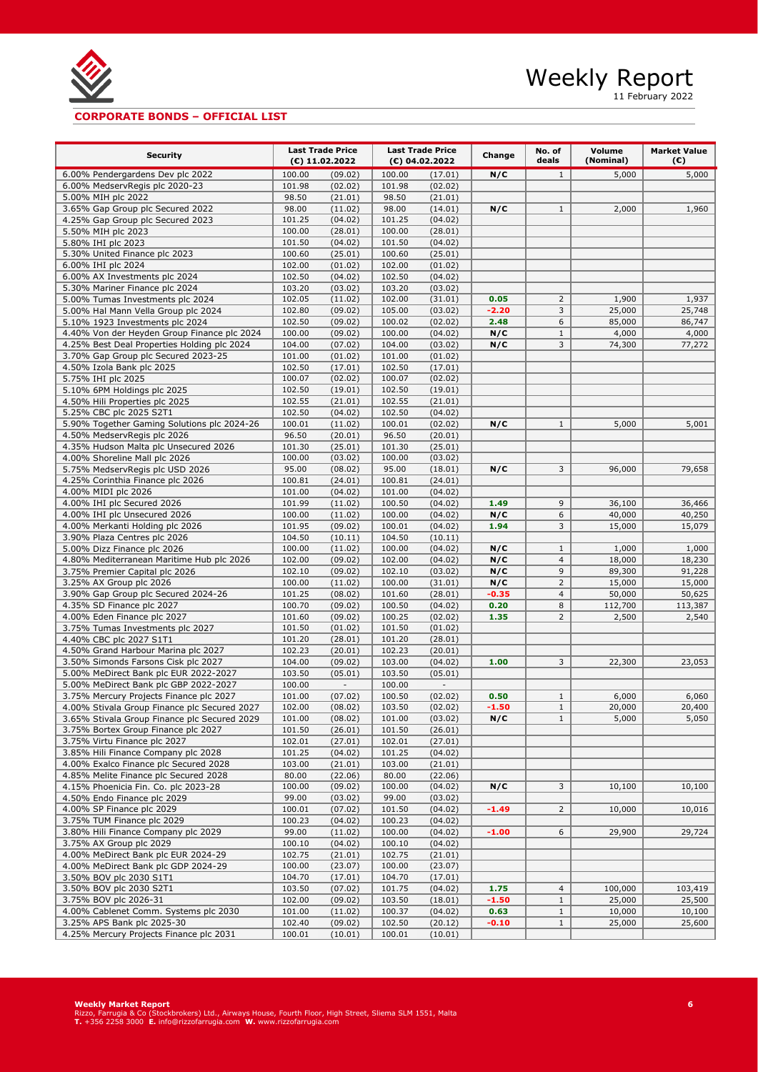## CORPORATE BONDS – OFFICIAL LIST

| Security | Last Trade Price (€) 11.02.2022 | | Last Trade Price (€) 04.02.2022 | | Change | No. of deals | Volume (Nominal) | Market Value (€) |
|---|---|---|---|---|---|---|---|---|
| 6.00% Pendergardens Dev plc 2022 | 100.00 | (09.02) | 100.00 | (17.01) | **N/C** | 1 | 5,000 | 5,000 |
| 6.00% MedservRegis plc 2020-23 | 101.98 | (02.02) | 101.98 | (02.02) | | | | |
| 5.00% MIH plc 2022 | 98.50 | (21.01) | 98.50 | (21.01) | | | | |
| 3.65% Gap Group plc Secured 2022 | 98.00 | (11.02) | 98.00 | (14.01) | **N/C** | 1 | 2,000 | 1,960 |
| 4.25% Gap Group plc Secured 2023 | 101.25 | (04.02) | 101.25 | (04.02) | | | | |
| 5.50% MIH plc 2023 | 100.00 | (28.01) | 100.00 | (28.01) | | | | |
| 5.80% IHI plc 2023 | 101.50 | (04.02) | 101.50 | (04.02) | | | | |
| 5.30% United Finance plc 2023 | 100.60 | (25.01) | 100.60 | (25.01) | | | | |
| 6.00% IHI plc 2024 | 102.00 | (01.02) | 102.00 | (01.02) | | | | |
| 6.00% AX Investments plc 2024 | 102.50 | (04.02) | 102.50 | (04.02) | | | | |
| 5.30% Mariner Finance plc 2024 | 103.20 | (03.02) | 103.20 | (03.02) | | | | |
| 5.00% Tumas Investments plc 2024 | 102.05 | (11.02) | 102.00 | (31.01) | **0.05** | 2 | 1,900 | 1,937 |
| 5.00% Hal Mann Vella Group plc 2024 | 102.80 | (09.02) | 105.00 | (03.02) | **-2.20** | 3 | 25,000 | 25,748 |
| 5.10% 1923 Investments plc 2024 | 102.50 | (09.02) | 100.02 | (02.02) | **2.48** | 6 | 85,000 | 86,747 |
| 4.40% Von der Heyden Group Finance plc 2024 | 100.00 | (09.02) | 100.00 | (04.02) | **N/C** | 1 | 4,000 | 4,000 |
| 4.25% Best Deal Properties Holding plc 2024 | 104.00 | (07.02) | 104.00 | (03.02) | **N/C** | 3 | 74,300 | 77,272 |
| 3.70% Gap Group plc Secured 2023-25 | 101.00 | (01.02) | 101.00 | (01.02) | | | | |
| 4.50% Izola Bank plc 2025 | 102.50 | (17.01) | 102.50 | (17.01) | | | | |
| 5.75% IHI plc 2025 | 100.07 | (02.02) | 100.07 | (02.02) | | | | |
| 5.10% 6PM Holdings plc 2025 | 102.50 | (19.01) | 102.50 | (19.01) | | | | |
| 4.50% Hili Properties plc 2025 | 102.55 | (21.01) | 102.55 | (21.01) | | | | |
| 5.25% CBC plc 2025 S2T1 | 102.50 | (04.02) | 102.50 | (04.02) | | | | |
| 5.90% Together Gaming Solutions plc 2024-26 | 100.01 | (11.02) | 100.01 | (02.02) | **N/C** | 1 | 5,000 | 5,001 |
| 4.50% MedservRegis plc 2026 | 96.50 | (20.01) | 96.50 | (20.01) | | | | |
| 4.35% Hudson Malta plc Unsecured 2026 | 101.30 | (25.01) | 101.30 | (25.01) | | | | |
| 4.00% Shoreline Mall plc 2026 | 100.00 | (03.02) | 100.00 | (03.02) | | | | |
| 5.75% MedservRegis plc USD 2026 | 95.00 | (08.02) | 95.00 | (18.01) | **N/C** | 3 | 96,000 | 79,658 |
| 4.25% Corinthia Finance plc 2026 | 100.81 | (24.01) | 100.81 | (24.01) | | | | |
| 4.00% MIDI plc 2026 | 101.00 | (04.02) | 101.00 | (04.02) | | | | |
| 4.00% IHI plc Secured 2026 | 101.99 | (11.02) | 100.50 | (04.02) | **1.49** | 9 | 36,100 | 36,466 |
| 4.00% IHI plc Unsecured 2026 | 100.00 | (11.02) | 100.00 | (04.02) | **N/C** | 6 | 40,000 | 40,250 |
| 4.00% Merkanti Holding plc 2026 | 101.95 | (09.02) | 100.01 | (04.02) | **1.94** | 3 | 15,000 | 15,079 |
| 3.90% Plaza Centres plc 2026 | 104.50 | (10.11) | 104.50 | (10.11) | | | | |
| 5.00% Dizz Finance plc 2026 | 100.00 | (11.02) | 100.00 | (04.02) | **N/C** | 1 | 1,000 | 1,000 |
| 4.80% Mediterranean Maritime Hub plc 2026 | 102.00 | (09.02) | 102.00 | (04.02) | **N/C** | 4 | 18,000 | 18,230 |
| 3.75% Premier Capital plc 2026 | 102.10 | (09.02) | 102.10 | (03.02) | **N/C** | 9 | 89,300 | 91,228 |
| 3.25% AX Group plc 2026 | 100.00 | (11.02) | 100.00 | (31.01) | **N/C** | 2 | 15,000 | 15,000 |
| 3.90% Gap Group plc Secured 2024-26 | 101.25 | (08.02) | 101.60 | (28.01) | **-0.35** | 4 | 50,000 | 50,625 |
| 4.35% SD Finance plc 2027 | 100.70 | (09.02) | 100.50 | (04.02) | **0.20** | 8 | 112,700 | 113,387 |
| 4.00% Eden Finance plc 2027 | 101.60 | (09.02) | 100.25 | (02.02) | **1.35** | 2 | 2,500 | 2,540 |
| 3.75% Tumas Investments plc 2027 | 101.50 | (01.02) | 101.50 | (01.02) | | | | |
| 4.40% CBC plc 2027 S1T1 | 101.20 | (28.01) | 101.20 | (28.01) | | | | |
| 4.50% Grand Harbour Marina plc 2027 | 102.23 | (20.01) | 102.23 | (20.01) | | | | |
| 3.50% Simonds Farsons Cisk plc 2027 | 104.00 | (09.02) | 103.00 | (04.02) | **1.00** | 3 | 22,300 | 23,053 |
| 5.00% MeDirect Bank plc EUR 2022-2027 | 103.50 | (05.01) | 103.50 | (05.01) | | | | |
| 5.00% MeDirect Bank plc GBP 2022-2027 | 100.00 | - | 100.00 | - | | | | |
| 3.75% Mercury Projects Finance plc 2027 | 101.00 | (07.02) | 100.50 | (02.02) | **0.50** | 1 | 6,000 | 6,060 |
| 4.00% Stivala Group Finance plc Secured 2027 | 102.00 | (08.02) | 103.50 | (02.02) | **-1.50** | 1 | 20,000 | 20,400 |
| 3.65% Stivala Group Finance plc Secured 2029 | 101.00 | (08.02) | 101.00 | (03.02) | **N/C** | 1 | 5,000 | 5,050 |
| 3.75% Bortex Group Finance plc 2027 | 101.50 | (26.01) | 101.50 | (26.01) | | | | |
| 3.75% Virtu Finance plc 2027 | 102.01 | (27.01) | 102.01 | (27.01) | | | | |
| 3.85% Hili Finance Company plc 2028 | 101.25 | (04.02) | 101.25 | (04.02) | | | | |
| 4.00% Exalco Finance plc Secured 2028 | 103.00 | (21.01) | 103.00 | (21.01) | | | | |
| 4.85% Melite Finance plc Secured 2028 | 80.00 | (22.06) | 80.00 | (22.06) | | | | |
| 4.15% Phoenicia Fin. Co. plc 2023-28 | 100.00 | (09.02) | 100.00 | (04.02) | **N/C** | 3 | 10,100 | 10,100 |
| 4.50% Endo Finance plc 2029 | 99.00 | (03.02) | 99.00 | (03.02) | | | | |
| 4.00% SP Finance plc 2029 | 100.01 | (07.02) | 101.50 | (04.02) | **-1.49** | 2 | 10,000 | 10,016 |
| 3.75% TUM Finance plc 2029 | 100.23 | (04.02) | 100.23 | (04.02) | | | | |
| 3.80% Hili Finance Company plc 2029 | 99.00 | (11.02) | 100.00 | (04.02) | **-1.00** | 6 | 29,900 | 29,724 |
| 3.75% AX Group plc 2029 | 100.10 | (04.02) | 100.10 | (04.02) | | | | |
| 4.00% MeDirect Bank plc EUR 2024-29 | 102.75 | (21.01) | 102.75 | (21.01) | | | | |
| 4.00% MeDirect Bank plc GDP 2024-29 | 100.00 | (23.07) | 100.00 | (23.07) | | | | |
| 3.50% BOV plc 2030 S1T1 | 104.70 | (17.01) | 104.70 | (17.01) | | | | |
| 3.50% BOV plc 2030 S2T1 | 103.50 | (07.02) | 101.75 | (04.02) | **1.75** | 4 | 100,000 | 103,419 |
| 3.75% BOV plc 2026-31 | 102.00 | (09.02) | 103.50 | (18.01) | **-1.50** | 1 | 25,000 | 25,500 |
| 4.00% Cablenet Comm. Systems plc 2030 | 101.00 | (11.02) | 100.37 | (04.02) | **0.63** | 1 | 10,000 | 10,100 |
| 3.25% APS Bank plc 2025-30 | 102.40 | (09.02) | 102.50 | (20.12) | **-0.10** | 1 | 25,000 | 25,600 |
| 4.25% Mercury Projects Finance plc 2031 | 100.01 | (10.01) | 100.01 | (10.01) | | | | |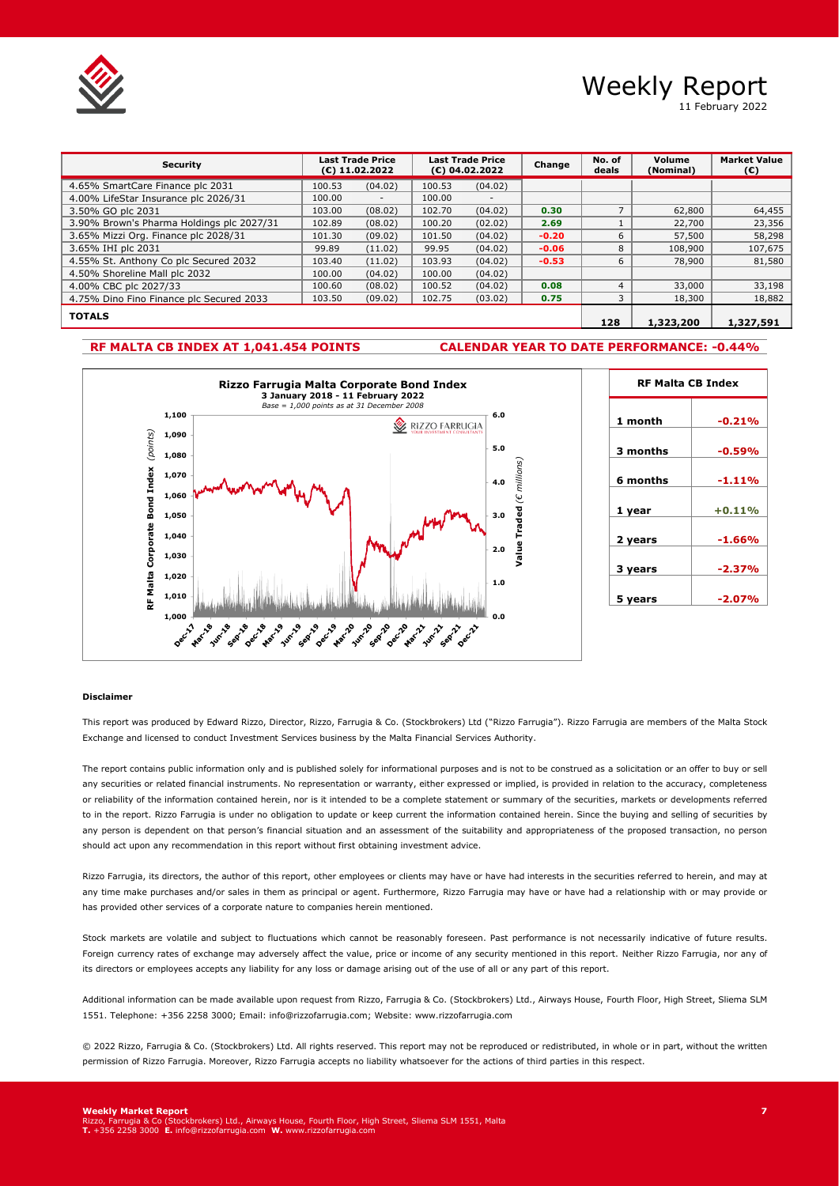# Weekly Report

11 February 2022

| Security | Last Trade Price (€) 11.02.2022 | | Last Trade Price (€) 04.02.2022 | | Change | No. of deals | Volume (Nominal) | Market Value (€) |
|---|---|---|---|---|---|---|---|---|
| 4.65% SmartCare Finance plc 2031 | 100.53 | (04.02) | 100.53 | (04.02) | | | | |
| 4.00% LifeStar Insurance plc 2026/31 | 100.00 | - | 100.00 | - | | | | |
| 3.50% GO plc 2031 | 103.00 | (08.02) | 102.70 | (04.02) | 0.30 | 7 | 62,800 | 64,455 |
| 3.90% Brown's Pharma Holdings plc 2027/31 | 102.89 | (08.02) | 100.20 | (02.02) | 2.69 | 1 | 22,700 | 23,356 |
| 3.65% Mizzi Org. Finance plc 2028/31 | 101.30 | (09.02) | 101.50 | (04.02) | -0.20 | 6 | 57,500 | 58,298 |
| 3.65% IHI plc 2031 | 99.89 | (11.02) | 99.95 | (04.02) | -0.06 | 8 | 108,900 | 107,675 |
| 4.55% St. Anthony Co plc Secured 2032 | 103.40 | (11.02) | 103.93 | (04.02) | -0.53 | 6 | 78,900 | 81,580 |
| 4.50% Shoreline Mall plc 2032 | 100.00 | (04.02) | 100.00 | (04.02) | | | | |
| 4.00% CBC plc 2027/33 | 100.60 | (08.02) | 100.52 | (04.02) | 0.08 | 4 | 33,000 | 33,198 |
| 4.75% Dino Fino Finance plc Secured 2033 | 103.50 | (09.02) | 102.75 | (03.02) | 0.75 | 3 | 18,300 | 18,882 |
| **TOTALS** | | | | | | **128** | **1,323,200** | **1,327,591** |

**RF MALTA CB INDEX AT 1,041.454 POINTS** **CALENDAR YEAR TO DATE PERFORMANCE: -0.44%**

**Rizzo Farrugia Malta Corporate Bond Index**
**3 January 2018 - 11 February 2022**
*Base = 1,000 points as at 31 December 2008*

RIZZO FARRUGIA

RF Malta Corporate Bond Index *(points)*
1,100
1,090
1,080
1,070
1,060
1,050
1,040
1,030
1,020
1,010
1,000

Value Traded *(€ millions)*
6.0
5.0
4.0
3.0
2.0
1.0
0.0

Dec-17 Mar-18 Jun-18 Sep-18 Dec-18 Mar-19 Jun-19 Sep-19 Dec-19 Mar-20 Jun-20 Sep-20 Dec-20 Mar-21 Jun-21 Sep-21 Dec-21

| RF Malta CB Index | |
|---|---|
| 1 month | -0.21% |
| 3 months | -0.59% |
| 6 months | -1.11% |
| 1 year | +0.11% |
| 2 years | -1.66% |
| 3 years | -2.37% |
| 5 years | -2.07% |

**Disclaimer**

This report was produced by Edward Rizzo, Director, Rizzo, Farrugia & Co. (Stockbrokers) Ltd ("Rizzo Farrugia"). Rizzo Farrugia are members of the Malta Stock Exchange and licensed to conduct Investment Services business by the Malta Financial Services Authority.

The report contains public information only and is published solely for informational purposes and is not to be construed as a solicitation or an offer to buy or sell any securities or related financial instruments. No representation or warranty, either expressed or implied, is provided in relation to the accuracy, completeness or reliability of the information contained herein, nor is it intended to be a complete statement or summary of the securities, markets or developments referred to in the report. Rizzo Farrugia is under no obligation to update or keep current the information contained herein. Since the buying and selling of securities by any person is dependent on that person's financial situation and an assessment of the suitability and appropriateness of the proposed transaction, no person should act upon any recommendation in this report without first obtaining investment advice.

Rizzo Farrugia, its directors, the author of this report, other employees or clients may have or have had interests in the securities referred to herein, and may at any time make purchases and/or sales in them as principal or agent. Furthermore, Rizzo Farrugia may have or have had a relationship with or may provide or has provided other services of a corporate nature to companies herein mentioned.

Stock markets are volatile and subject to fluctuations which cannot be reasonably foreseen. Past performance is not necessarily indicative of future results. Foreign currency rates of exchange may adversely affect the value, price or income of any security mentioned in this report. Neither Rizzo Farrugia, nor any of its directors or employees accepts any liability for any loss or damage arising out of the use of all or any part of this report.

Additional information can be made available upon request from Rizzo, Farrugia & Co. (Stockbrokers) Ltd., Airways House, Fourth Floor, High Street, Sliema SLM 1551. Telephone: +356 2258 3000; Email: info@rizzofarrugia.com; Website: www.rizzofarrugia.com

© 2022 Rizzo, Farrugia & Co. (Stockbrokers) Ltd. All rights reserved. This report may not be reproduced or redistributed, in whole or in part, without the written permission of Rizzo Farrugia. Moreover, Rizzo Farrugia accepts no liability whatsoever for the actions of third parties in this respect.